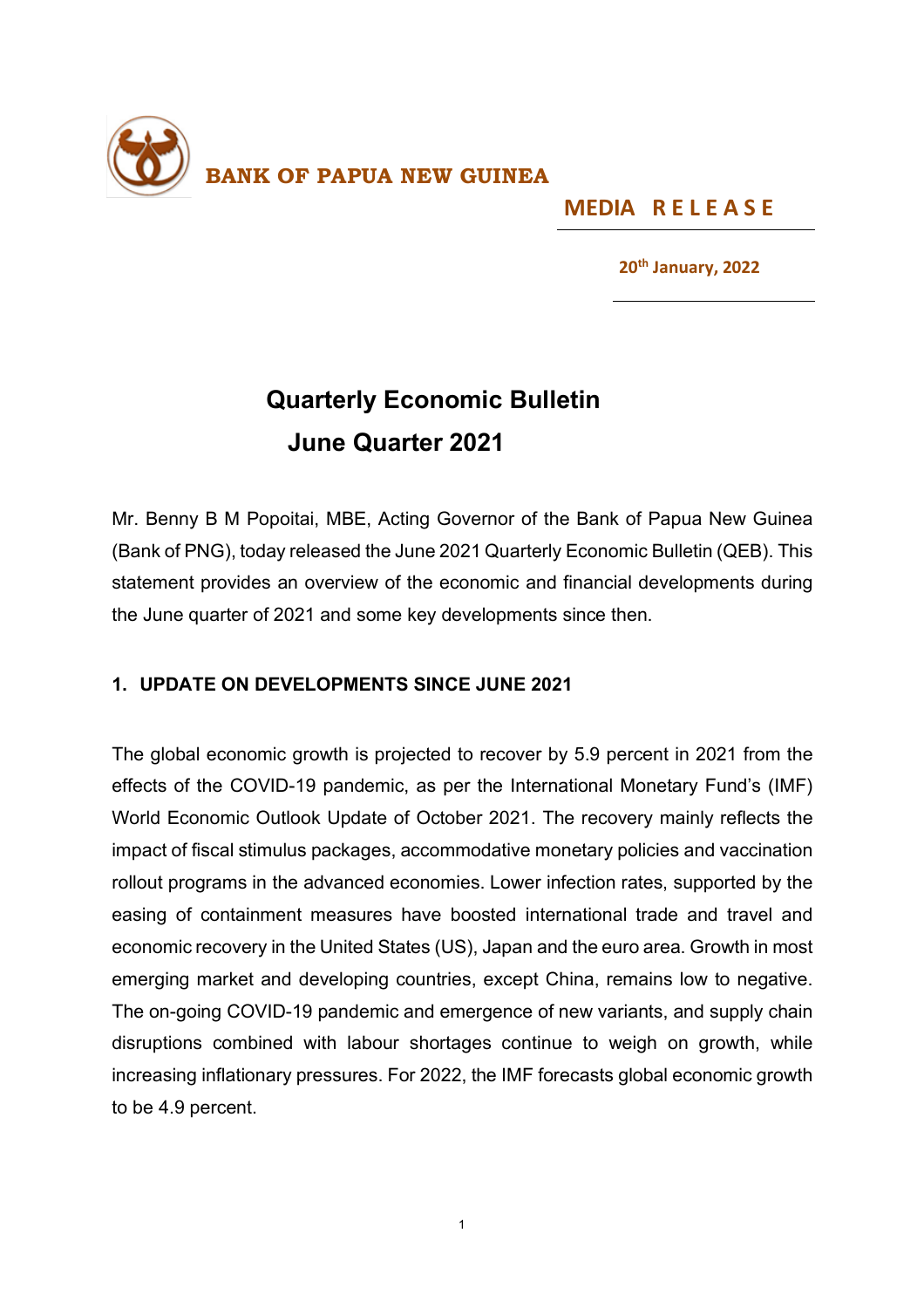**BANK OF PAPUA NEW GUINEA**

**MEDIA RELEASE**

**20th January, 2022**

# Quarterly Economic Bulletin
# June Quarter 2021

Mr. Benny B M Popoitai, MBE, Acting Governor of the Bank of Papua New Guinea (Bank of PNG), today released the June 2021 Quarterly Economic Bulletin (QEB). This statement provides an overview of the economic and financial developments during the June quarter of 2021 and some key developments since then.

## 1. UPDATE ON DEVELOPMENTS SINCE JUNE 2021

The global economic growth is projected to recover by 5.9 percent in 2021 from the effects of the COVID-19 pandemic, as per the International Monetary Fund's (IMF) World Economic Outlook Update of October 2021. The recovery mainly reflects the impact of fiscal stimulus packages, accommodative monetary policies and vaccination rollout programs in the advanced economies. Lower infection rates, supported by the easing of containment measures have boosted international trade and travel and economic recovery in the United States (US), Japan and the euro area. Growth in most emerging market and developing countries, except China, remains low to negative. The on-going COVID-19 pandemic and emergence of new variants, and supply chain disruptions combined with labour shortages continue to weigh on growth, while increasing inflationary pressures. For 2022, the IMF forecasts global economic growth to be 4.9 percent.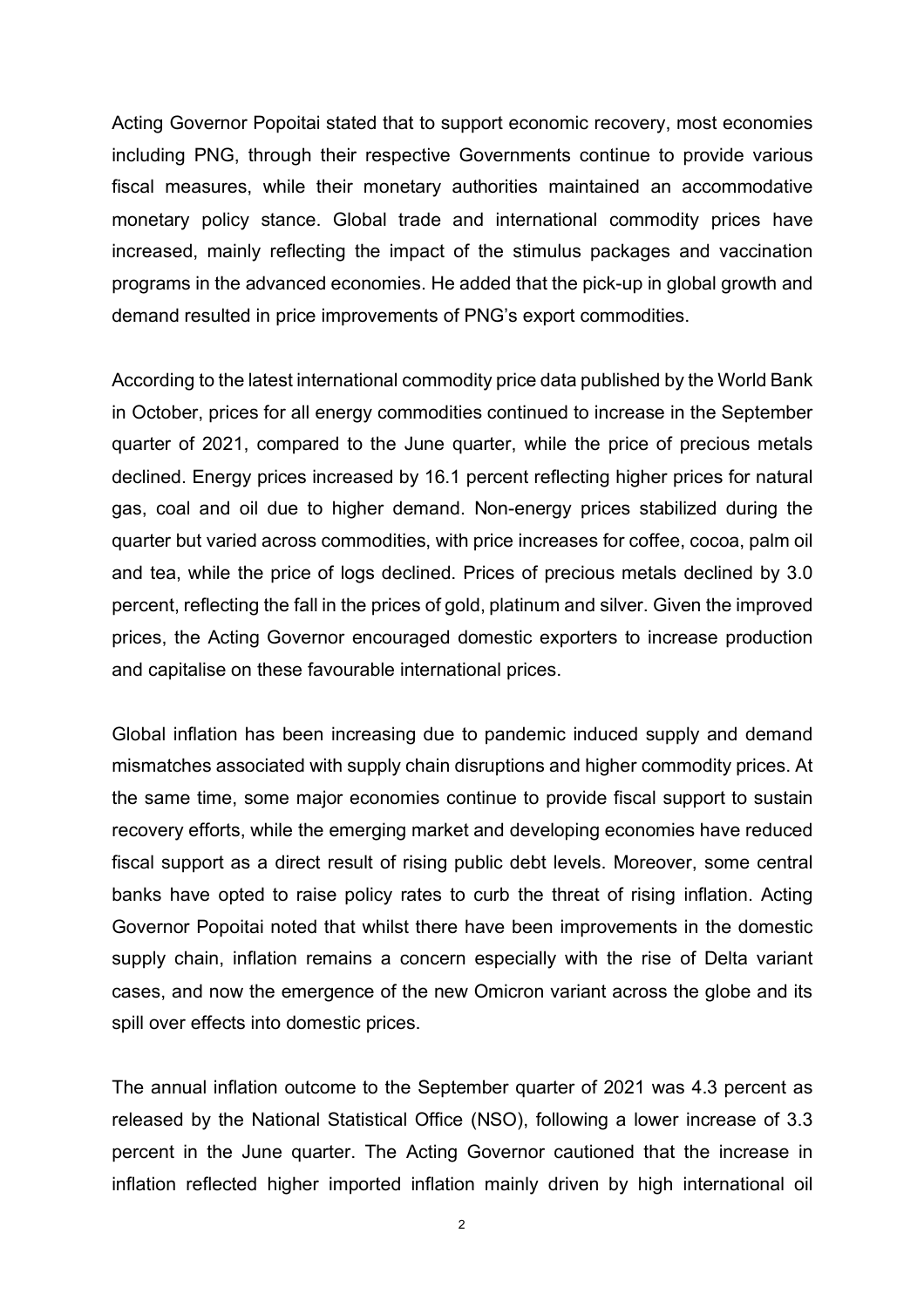Acting Governor Popoitai stated that to support economic recovery, most economies including PNG, through their respective Governments continue to provide various fiscal measures, while their monetary authorities maintained an accommodative monetary policy stance. Global trade and international commodity prices have increased, mainly reflecting the impact of the stimulus packages and vaccination programs in the advanced economies. He added that the pick-up in global growth and demand resulted in price improvements of PNG's export commodities.

According to the latest international commodity price data published by the World Bank in October, prices for all energy commodities continued to increase in the September quarter of 2021, compared to the June quarter, while the price of precious metals declined. Energy prices increased by 16.1 percent reflecting higher prices for natural gas, coal and oil due to higher demand. Non-energy prices stabilized during the quarter but varied across commodities, with price increases for coffee, cocoa, palm oil and tea, while the price of logs declined. Prices of precious metals declined by 3.0 percent, reflecting the fall in the prices of gold, platinum and silver. Given the improved prices, the Acting Governor encouraged domestic exporters to increase production and capitalise on these favourable international prices.

Global inflation has been increasing due to pandemic induced supply and demand mismatches associated with supply chain disruptions and higher commodity prices. At the same time, some major economies continue to provide fiscal support to sustain recovery efforts, while the emerging market and developing economies have reduced fiscal support as a direct result of rising public debt levels. Moreover, some central banks have opted to raise policy rates to curb the threat of rising inflation. Acting Governor Popoitai noted that whilst there have been improvements in the domestic supply chain, inflation remains a concern especially with the rise of Delta variant cases, and now the emergence of the new Omicron variant across the globe and its spill over effects into domestic prices.

The annual inflation outcome to the September quarter of 2021 was 4.3 percent as released by the National Statistical Office (NSO), following a lower increase of 3.3 percent in the June quarter. The Acting Governor cautioned that the increase in inflation reflected higher imported inflation mainly driven by high international oil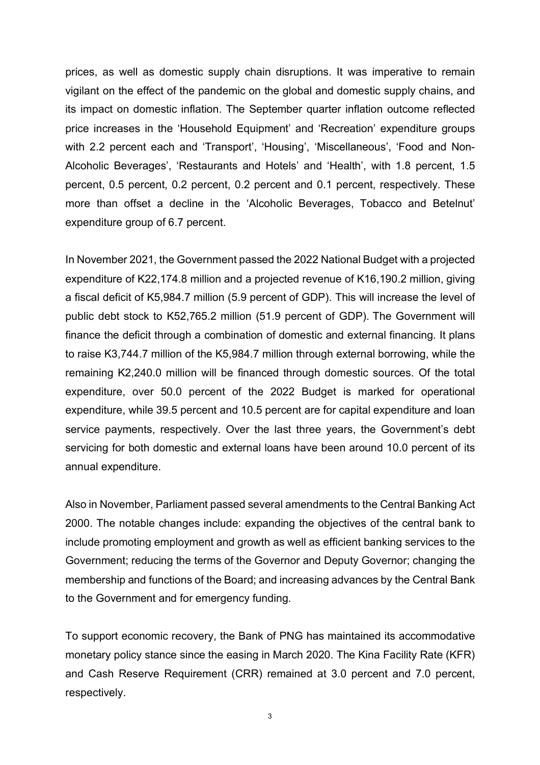prices, as well as domestic supply chain disruptions. It was imperative to remain vigilant on the effect of the pandemic on the global and domestic supply chains, and its impact on domestic inflation. The September quarter inflation outcome reflected price increases in the 'Household Equipment' and 'Recreation' expenditure groups with 2.2 percent each and 'Transport', 'Housing', 'Miscellaneous', 'Food and Non-Alcoholic Beverages', 'Restaurants and Hotels' and 'Health', with 1.8 percent, 1.5 percent, 0.5 percent, 0.2 percent, 0.2 percent and 0.1 percent, respectively. These more than offset a decline in the 'Alcoholic Beverages, Tobacco and Betelnut' expenditure group of 6.7 percent.

In November 2021, the Government passed the 2022 National Budget with a projected expenditure of K22,174.8 million and a projected revenue of K16,190.2 million, giving a fiscal deficit of K5,984.7 million (5.9 percent of GDP). This will increase the level of public debt stock to K52,765.2 million (51.9 percent of GDP). The Government will finance the deficit through a combination of domestic and external financing. It plans to raise K3,744.7 million of the K5,984.7 million through external borrowing, while the remaining K2,240.0 million will be financed through domestic sources. Of the total expenditure, over 50.0 percent of the 2022 Budget is marked for operational expenditure, while 39.5 percent and 10.5 percent are for capital expenditure and loan service payments, respectively. Over the last three years, the Government's debt servicing for both domestic and external loans have been around 10.0 percent of its annual expenditure.

Also in November, Parliament passed several amendments to the Central Banking Act 2000. The notable changes include: expanding the objectives of the central bank to include promoting employment and growth as well as efficient banking services to the Government; reducing the terms of the Governor and Deputy Governor; changing the membership and functions of the Board; and increasing advances by the Central Bank to the Government and for emergency funding.

To support economic recovery, the Bank of PNG has maintained its accommodative monetary policy stance since the easing in March 2020. The Kina Facility Rate (KFR) and Cash Reserve Requirement (CRR) remained at 3.0 percent and 7.0 percent, respectively.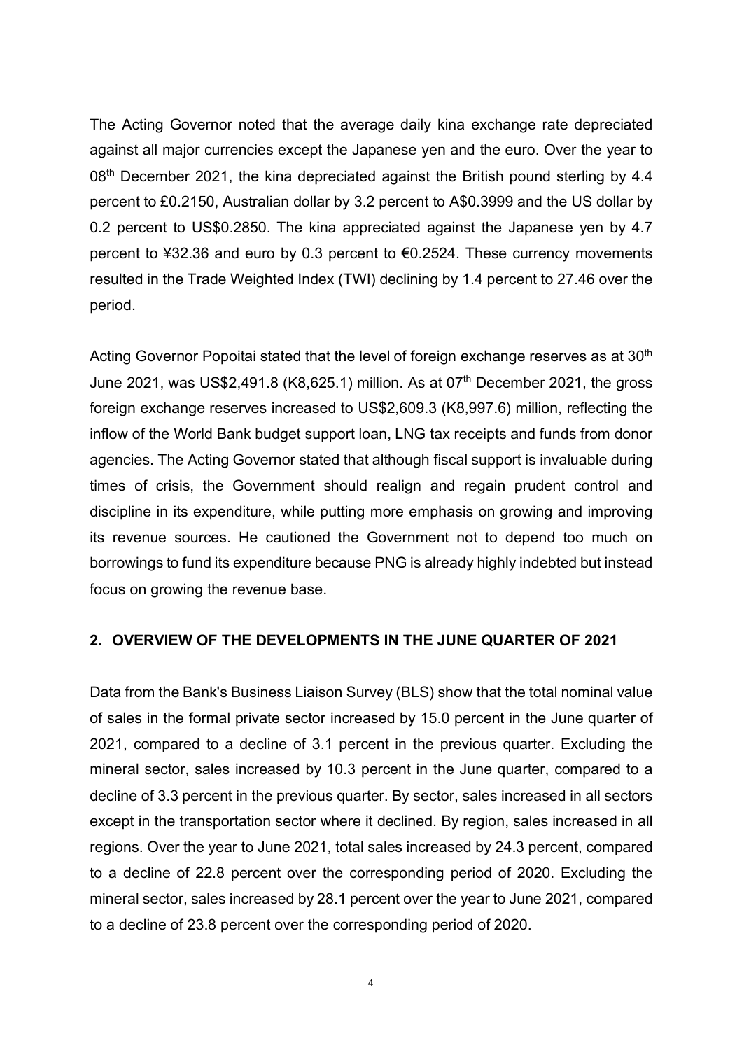The Acting Governor noted that the average daily kina exchange rate depreciated against all major currencies except the Japanese yen and the euro. Over the year to 08th December 2021, the kina depreciated against the British pound sterling by 4.4 percent to £0.2150, Australian dollar by 3.2 percent to A$0.3999 and the US dollar by 0.2 percent to US$0.2850. The kina appreciated against the Japanese yen by 4.7 percent to ¥32.36 and euro by 0.3 percent to €0.2524. These currency movements resulted in the Trade Weighted Index (TWI) declining by 1.4 percent to 27.46 over the period.

Acting Governor Popoitai stated that the level of foreign exchange reserves as at 30th June 2021, was US$2,491.8 (K8,625.1) million. As at 07th December 2021, the gross foreign exchange reserves increased to US$2,609.3 (K8,997.6) million, reflecting the inflow of the World Bank budget support loan, LNG tax receipts and funds from donor agencies. The Acting Governor stated that although fiscal support is invaluable during times of crisis, the Government should realign and regain prudent control and discipline in its expenditure, while putting more emphasis on growing and improving its revenue sources. He cautioned the Government not to depend too much on borrowings to fund its expenditure because PNG is already highly indebted but instead focus on growing the revenue base.

## 2. OVERVIEW OF THE DEVELOPMENTS IN THE JUNE QUARTER OF 2021

Data from the Bank's Business Liaison Survey (BLS) show that the total nominal value of sales in the formal private sector increased by 15.0 percent in the June quarter of 2021, compared to a decline of 3.1 percent in the previous quarter. Excluding the mineral sector, sales increased by 10.3 percent in the June quarter, compared to a decline of 3.3 percent in the previous quarter. By sector, sales increased in all sectors except in the transportation sector where it declined. By region, sales increased in all regions. Over the year to June 2021, total sales increased by 24.3 percent, compared to a decline of 22.8 percent over the corresponding period of 2020. Excluding the mineral sector, sales increased by 28.1 percent over the year to June 2021, compared to a decline of 23.8 percent over the corresponding period of 2020.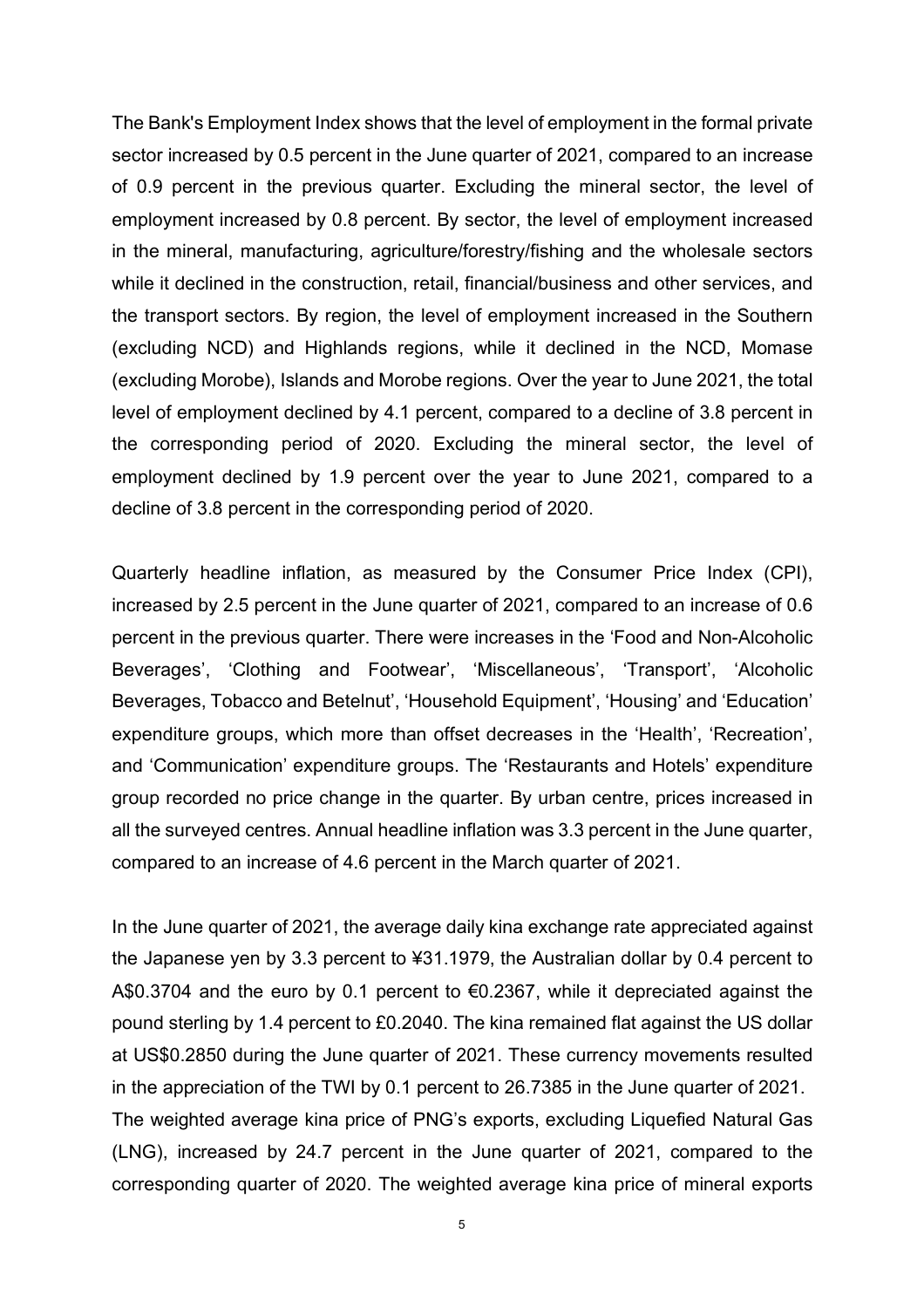The Bank's Employment Index shows that the level of employment in the formal private sector increased by 0.5 percent in the June quarter of 2021, compared to an increase of 0.9 percent in the previous quarter. Excluding the mineral sector, the level of employment increased by 0.8 percent. By sector, the level of employment increased in the mineral, manufacturing, agriculture/forestry/fishing and the wholesale sectors while it declined in the construction, retail, financial/business and other services, and the transport sectors. By region, the level of employment increased in the Southern (excluding NCD) and Highlands regions, while it declined in the NCD, Momase (excluding Morobe), Islands and Morobe regions. Over the year to June 2021, the total level of employment declined by 4.1 percent, compared to a decline of 3.8 percent in the corresponding period of 2020. Excluding the mineral sector, the level of employment declined by 1.9 percent over the year to June 2021, compared to a decline of 3.8 percent in the corresponding period of 2020.

Quarterly headline inflation, as measured by the Consumer Price Index (CPI), increased by 2.5 percent in the June quarter of 2021, compared to an increase of 0.6 percent in the previous quarter. There were increases in the 'Food and Non-Alcoholic Beverages', 'Clothing and Footwear', 'Miscellaneous', 'Transport', 'Alcoholic Beverages, Tobacco and Betelnut', 'Household Equipment', 'Housing' and 'Education' expenditure groups, which more than offset decreases in the 'Health', 'Recreation', and 'Communication' expenditure groups. The 'Restaurants and Hotels' expenditure group recorded no price change in the quarter. By urban centre, prices increased in all the surveyed centres. Annual headline inflation was 3.3 percent in the June quarter, compared to an increase of 4.6 percent in the March quarter of 2021.

In the June quarter of 2021, the average daily kina exchange rate appreciated against the Japanese yen by 3.3 percent to ¥31.1979, the Australian dollar by 0.4 percent to A$0.3704 and the euro by 0.1 percent to €0.2367, while it depreciated against the pound sterling by 1.4 percent to £0.2040. The kina remained flat against the US dollar at US$0.2850 during the June quarter of 2021. These currency movements resulted in the appreciation of the TWI by 0.1 percent to 26.7385 in the June quarter of 2021.
The weighted average kina price of PNG's exports, excluding Liquefied Natural Gas (LNG), increased by 24.7 percent in the June quarter of 2021, compared to the corresponding quarter of 2020. The weighted average kina price of mineral exports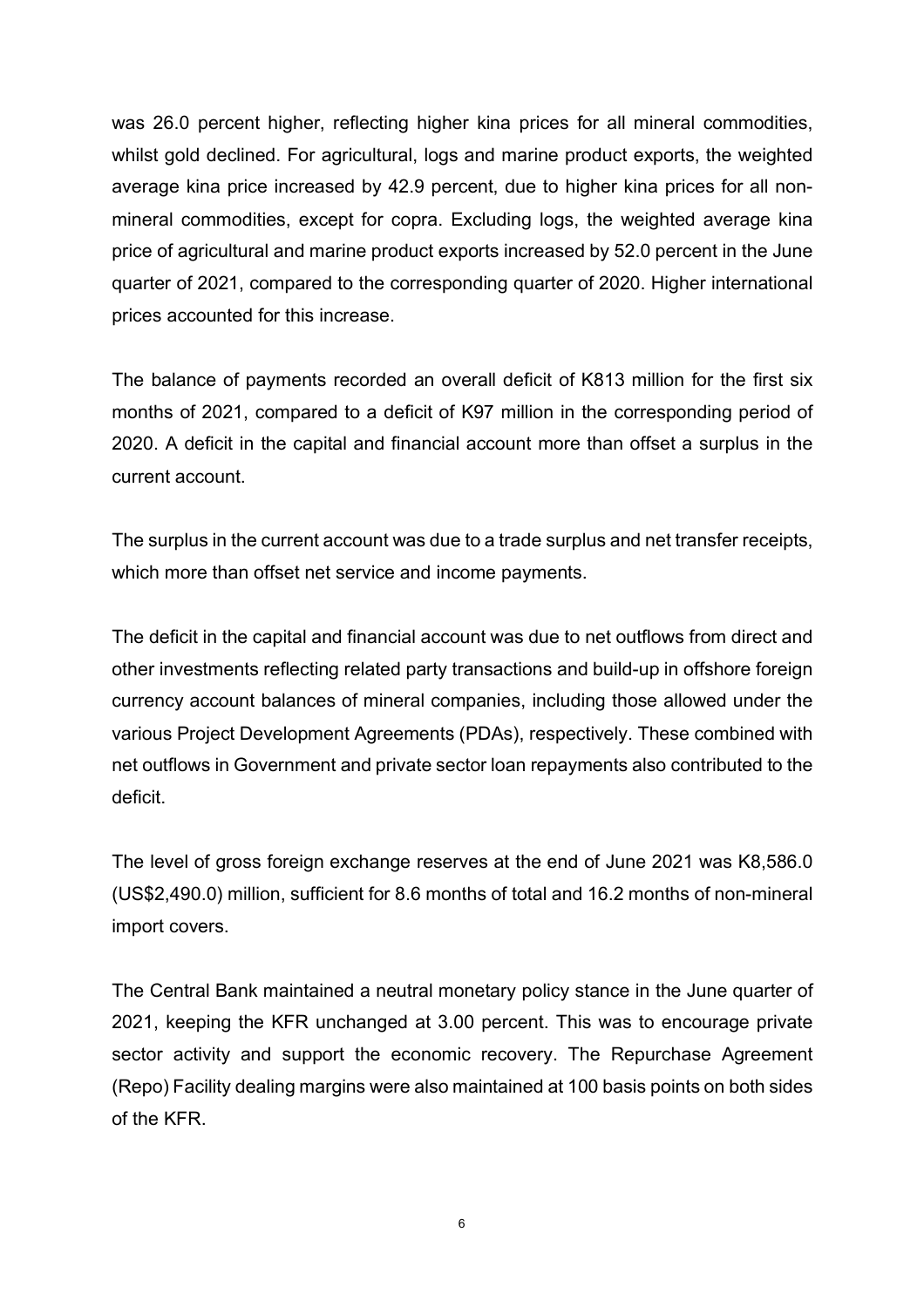was 26.0 percent higher, reflecting higher kina prices for all mineral commodities, whilst gold declined. For agricultural, logs and marine product exports, the weighted average kina price increased by 42.9 percent, due to higher kina prices for all non-mineral commodities, except for copra. Excluding logs, the weighted average kina price of agricultural and marine product exports increased by 52.0 percent in the June quarter of 2021, compared to the corresponding quarter of 2020. Higher international prices accounted for this increase.

The balance of payments recorded an overall deficit of K813 million for the first six months of 2021, compared to a deficit of K97 million in the corresponding period of 2020. A deficit in the capital and financial account more than offset a surplus in the current account.

The surplus in the current account was due to a trade surplus and net transfer receipts, which more than offset net service and income payments.

The deficit in the capital and financial account was due to net outflows from direct and other investments reflecting related party transactions and build-up in offshore foreign currency account balances of mineral companies, including those allowed under the various Project Development Agreements (PDAs), respectively. These combined with net outflows in Government and private sector loan repayments also contributed to the deficit.

The level of gross foreign exchange reserves at the end of June 2021 was K8,586.0 (US$2,490.0) million, sufficient for 8.6 months of total and 16.2 months of non-mineral import covers.

The Central Bank maintained a neutral monetary policy stance in the June quarter of 2021, keeping the KFR unchanged at 3.00 percent. This was to encourage private sector activity and support the economic recovery. The Repurchase Agreement (Repo) Facility dealing margins were also maintained at 100 basis points on both sides of the KFR.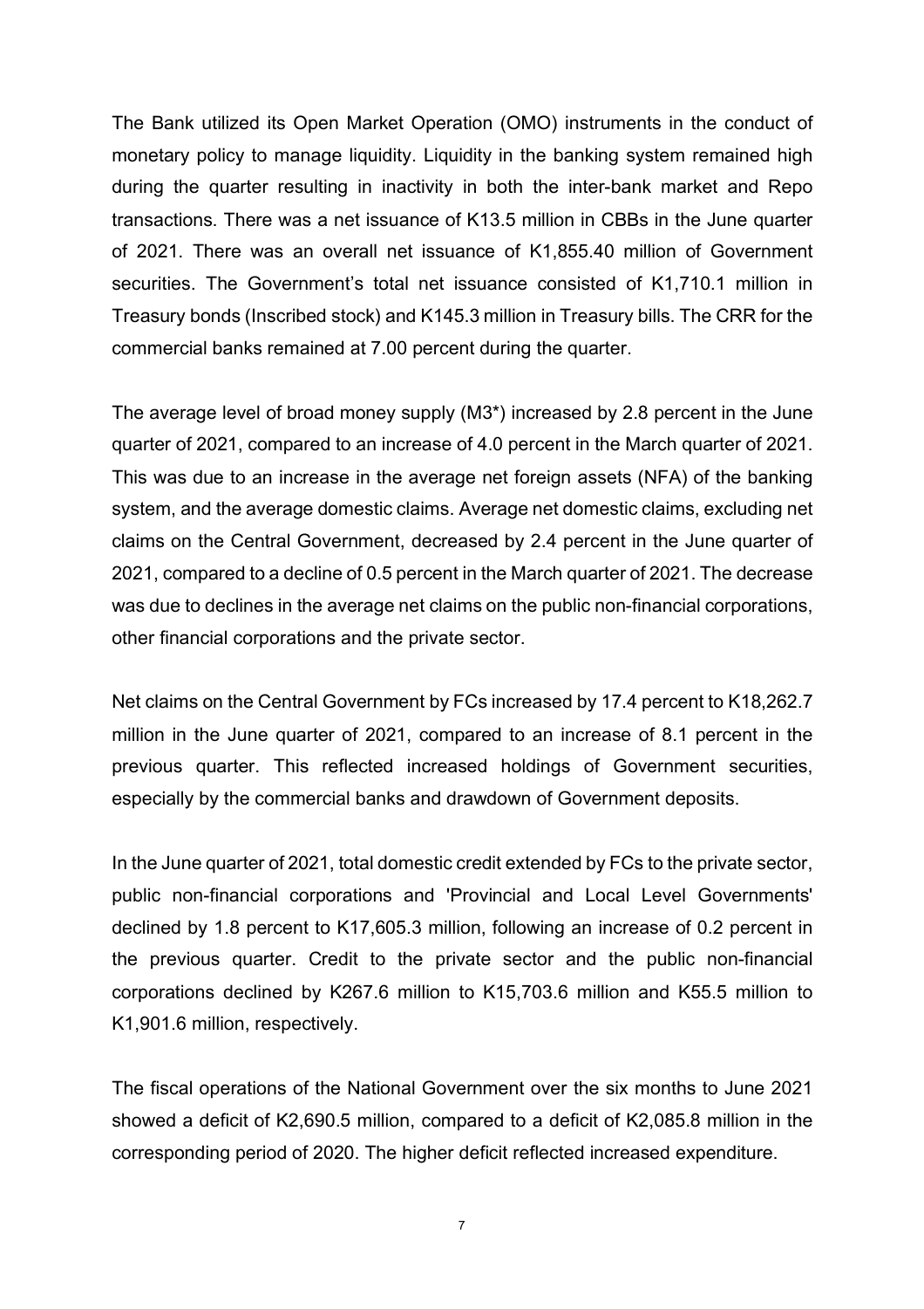The Bank utilized its Open Market Operation (OMO) instruments in the conduct of monetary policy to manage liquidity. Liquidity in the banking system remained high during the quarter resulting in inactivity in both the inter-bank market and Repo transactions. There was a net issuance of K13.5 million in CBBs in the June quarter of 2021. There was an overall net issuance of K1,855.40 million of Government securities. The Government's total net issuance consisted of K1,710.1 million in Treasury bonds (Inscribed stock) and K145.3 million in Treasury bills. The CRR for the commercial banks remained at 7.00 percent during the quarter.

The average level of broad money supply (M3*) increased by 2.8 percent in the June quarter of 2021, compared to an increase of 4.0 percent in the March quarter of 2021. This was due to an increase in the average net foreign assets (NFA) of the banking system, and the average domestic claims. Average net domestic claims, excluding net claims on the Central Government, decreased by 2.4 percent in the June quarter of 2021, compared to a decline of 0.5 percent in the March quarter of 2021. The decrease was due to declines in the average net claims on the public non-financial corporations, other financial corporations and the private sector.

Net claims on the Central Government by FCs increased by 17.4 percent to K18,262.7 million in the June quarter of 2021, compared to an increase of 8.1 percent in the previous quarter. This reflected increased holdings of Government securities, especially by the commercial banks and drawdown of Government deposits.

In the June quarter of 2021, total domestic credit extended by FCs to the private sector, public non-financial corporations and 'Provincial and Local Level Governments' declined by 1.8 percent to K17,605.3 million, following an increase of 0.2 percent in the previous quarter. Credit to the private sector and the public non-financial corporations declined by K267.6 million to K15,703.6 million and K55.5 million to K1,901.6 million, respectively.

The fiscal operations of the National Government over the six months to June 2021 showed a deficit of K2,690.5 million, compared to a deficit of K2,085.8 million in the corresponding period of 2020. The higher deficit reflected increased expenditure.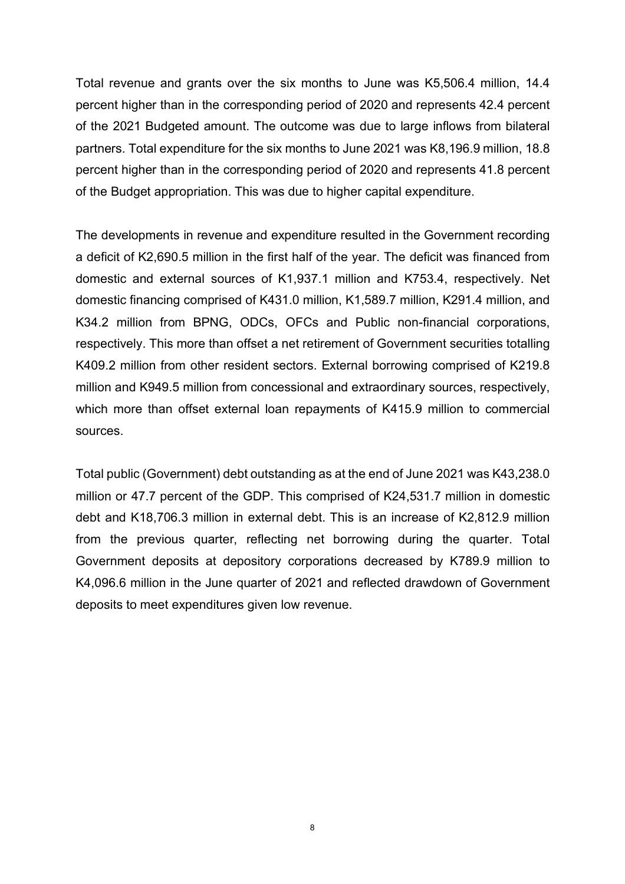Total revenue and grants over the six months to June was K5,506.4 million, 14.4 percent higher than in the corresponding period of 2020 and represents 42.4 percent of the 2021 Budgeted amount. The outcome was due to large inflows from bilateral partners. Total expenditure for the six months to June 2021 was K8,196.9 million, 18.8 percent higher than in the corresponding period of 2020 and represents 41.8 percent of the Budget appropriation. This was due to higher capital expenditure.

The developments in revenue and expenditure resulted in the Government recording a deficit of K2,690.5 million in the first half of the year. The deficit was financed from domestic and external sources of K1,937.1 million and K753.4, respectively. Net domestic financing comprised of K431.0 million, K1,589.7 million, K291.4 million, and K34.2 million from BPNG, ODCs, OFCs and Public non-financial corporations, respectively. This more than offset a net retirement of Government securities totalling K409.2 million from other resident sectors. External borrowing comprised of K219.8 million and K949.5 million from concessional and extraordinary sources, respectively, which more than offset external loan repayments of K415.9 million to commercial sources.

Total public (Government) debt outstanding as at the end of June 2021 was K43,238.0 million or 47.7 percent of the GDP. This comprised of K24,531.7 million in domestic debt and K18,706.3 million in external debt. This is an increase of K2,812.9 million from the previous quarter, reflecting net borrowing during the quarter. Total Government deposits at depository corporations decreased by K789.9 million to K4,096.6 million in the June quarter of 2021 and reflected drawdown of Government deposits to meet expenditures given low revenue.